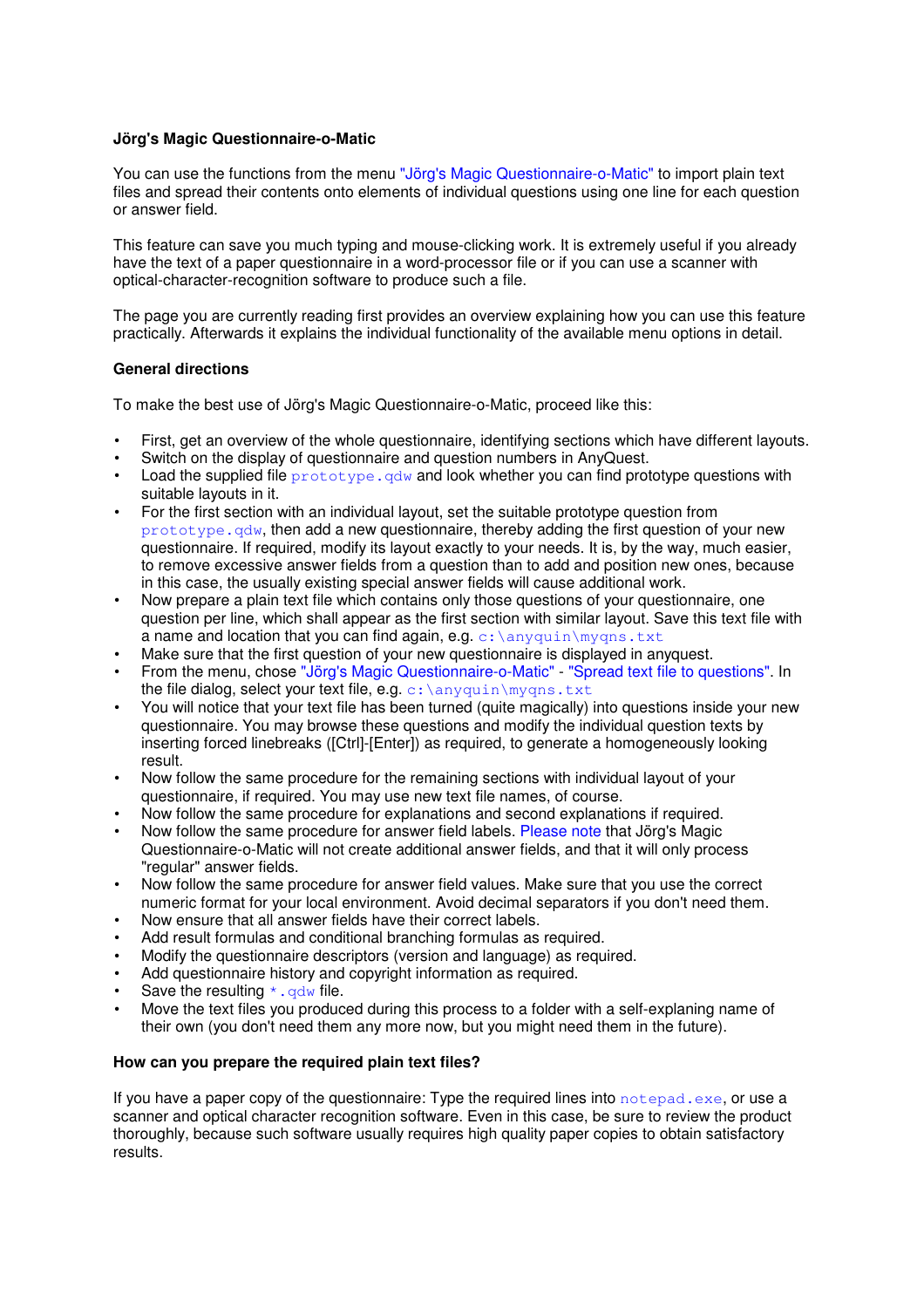**Jörg's Magic Questionnaire-o-Matic**

You can use the functions from the menu "Jörg's Magic Questionnaire-o-Matic" to import plain text files and spread their contents onto elements of individual questions using one line for each question or answer field.

This feature can save you much typing and mouse-clicking work. It is extremely useful if you already have the text of a paper questionnaire in a word-processor file or if you can use a scanner with optical-character-recognition software to produce such a file.

The page you are currently reading first provides an overview explaining how you can use this feature practically. Afterwards it explains the individual functionality of the available menu options in detail.

**General directions**

To make the best use of Jörg's Magic Questionnaire-o-Matic, proceed like this:

- First, get an overview of the whole questionnaire, identifying sections which have different layouts.
- Switch on the display of questionnaire and question numbers in AnyQuest.
- Load the supplied file `prototype.qdw` and look whether you can find prototype questions with suitable layouts in it.
- For the first section with an individual layout, set the suitable prototype question from `prototype.qdw`, then add a new questionnaire, thereby adding the first question of your new questionnaire. If required, modify its layout exactly to your needs. It is, by the way, much easier, to remove excessive answer fields from a question than to add and position new ones, because in this case, the usually existing special answer fields will cause additional work.
- Now prepare a plain text file which contains only those questions of your questionnaire, one question per line, which shall appear as the first section with similar layout. Save this text file with a name and location that you can find again, e.g. `c:\anyquin\myqns.txt`
- Make sure that the first question of your new questionnaire is displayed in anyquest.
- From the menu, chose "Jörg's Magic Questionnaire-o-Matic" - "Spread text file to questions". In the file dialog, select your text file, e.g. `c:\anyquin\myqns.txt`
- You will notice that your text file has been turned (quite magically) into questions inside your new questionnaire. You may browse these questions and modify the individual question texts by inserting forced linebreaks ([Ctrl]-[Enter]) as required, to generate a homogeneously looking result.
- Now follow the same procedure for the remaining sections with individual layout of your questionnaire, if required. You may use new text file names, of course.
- Now follow the same procedure for explanations and second explanations if required.
- Now follow the same procedure for answer field labels. Please note that Jörg's Magic Questionnaire-o-Matic will not create additional answer fields, and that it will only process "regular" answer fields.
- Now follow the same procedure for answer field values. Make sure that you use the correct numeric format for your local environment. Avoid decimal separators if you don't need them.
- Now ensure that all answer fields have their correct labels.
- Add result formulas and conditional branching formulas as required.
- Modify the questionnaire descriptors (version and language) as required.
- Add questionnaire history and copyright information as required.
- Save the resulting `*.qdw` file.
- Move the text files you produced during this process to a folder with a self-explaning name of their own (you don't need them any more now, but you might need them in the future).

**How can you prepare the required plain text files?**

If you have a paper copy of the questionnaire: Type the required lines into `notepad.exe`, or use a scanner and optical character recognition software. Even in this case, be sure to review the product thoroughly, because such software usually requires high quality paper copies to obtain satisfactory results.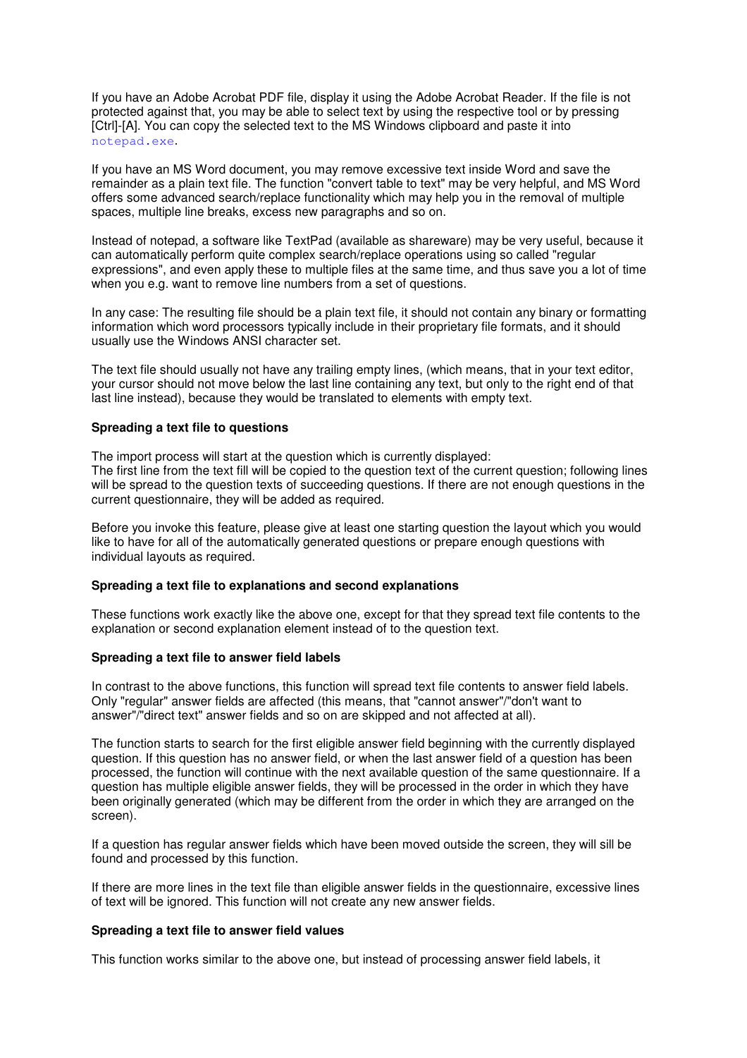If you have an Adobe Acrobat PDF file, display it using the Adobe Acrobat Reader. If the file is not protected against that, you may be able to select text by using the respective tool or by pressing [Ctrl]-[A]. You can copy the selected text to the MS Windows clipboard and paste it into `notepad.exe`.

If you have an MS Word document, you may remove excessive text inside Word and save the remainder as a plain text file. The function "convert table to text" may be very helpful, and MS Word offers some advanced search/replace functionality which may help you in the removal of multiple spaces, multiple line breaks, excess new paragraphs and so on.

Instead of notepad, a software like TextPad (available as shareware) may be very useful, because it can automatically perform quite complex search/replace operations using so called "regular expressions", and even apply these to multiple files at the same time, and thus save you a lot of time when you e.g. want to remove line numbers from a set of questions.

In any case: The resulting file should be a plain text file, it should not contain any binary or formatting information which word processors typically include in their proprietary file formats, and it should usually use the Windows ANSI character set.

The text file should usually not have any trailing empty lines, (which means, that in your text editor, your cursor should not move below the last line containing any text, but only to the right end of that last line instead), because they would be translated to elements with empty text.

**Spreading a text file to questions**

The import process will start at the question which is currently displayed:
The first line from the text fill will be copied to the question text of the current question; following lines will be spread to the question texts of succeeding questions. If there are not enough questions in the current questionnaire, they will be added as required.

Before you invoke this feature, please give at least one starting question the layout which you would like to have for all of the automatically generated questions or prepare enough questions with individual layouts as required.

**Spreading a text file to explanations and second explanations**

These functions work exactly like the above one, except for that they spread text file contents to the explanation or second explanation element instead of to the question text.

**Spreading a text file to answer field labels**

In contrast to the above functions, this function will spread text file contents to answer field labels. Only "regular" answer fields are affected (this means, that "cannot answer"/"don't want to answer"/"direct text" answer fields and so on are skipped and not affected at all).

The function starts to search for the first eligible answer field beginning with the currently displayed question. If this question has no answer field, or when the last answer field of a question has been processed, the function will continue with the next available question of the same questionnaire. If a question has multiple eligible answer fields, they will be processed in the order in which they have been originally generated (which may be different from the order in which they are arranged on the screen).

If a question has regular answer fields which have been moved outside the screen, they will sill be found and processed by this function.

If there are more lines in the text file than eligible answer fields in the questionnaire, excessive lines of text will be ignored. This function will not create any new answer fields.

**Spreading a text file to answer field values**

This function works similar to the above one, but instead of processing answer field labels, it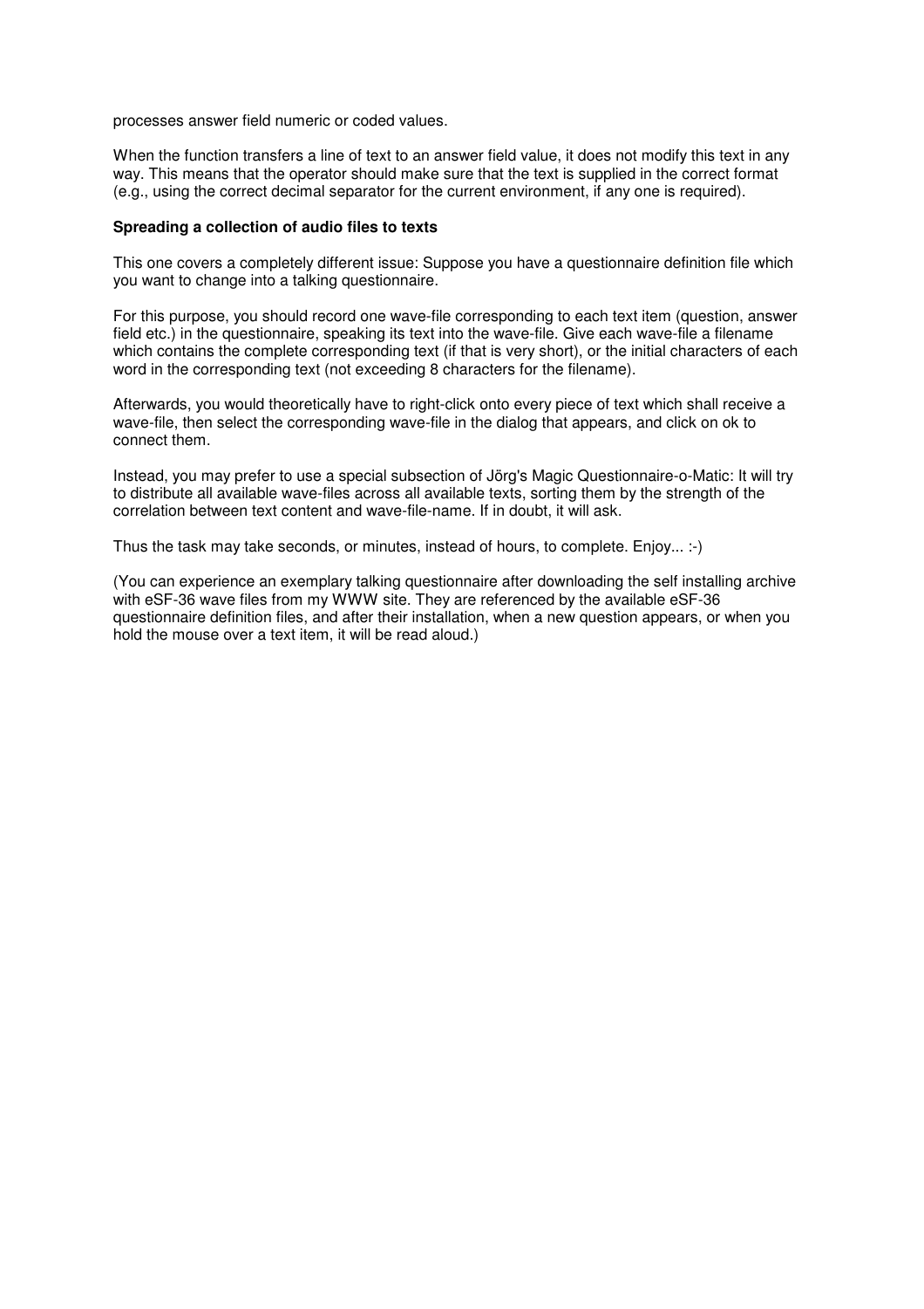processes answer field numeric or coded values.

When the function transfers a line of text to an answer field value, it does not modify this text in any way. This means that the operator should make sure that the text is supplied in the correct format (e.g., using the correct decimal separator for the current environment, if any one is required).

**Spreading a collection of audio files to texts**

This one covers a completely different issue: Suppose you have a questionnaire definition file which you want to change into a talking questionnaire.

For this purpose, you should record one wave-file corresponding to each text item (question, answer field etc.) in the questionnaire, speaking its text into the wave-file. Give each wave-file a filename which contains the complete corresponding text (if that is very short), or the initial characters of each word in the corresponding text (not exceeding 8 characters for the filename).

Afterwards, you would theoretically have to right-click onto every piece of text which shall receive a wave-file, then select the corresponding wave-file in the dialog that appears, and click on ok to connect them.

Instead, you may prefer to use a special subsection of Jörg's Magic Questionnaire-o-Matic: It will try to distribute all available wave-files across all available texts, sorting them by the strength of the correlation between text content and wave-file-name. If in doubt, it will ask.

Thus the task may take seconds, or minutes, instead of hours, to complete. Enjoy... :-)

(You can experience an exemplary talking questionnaire after downloading the self installing archive with eSF-36 wave files from my WWW site. They are referenced by the available eSF-36 questionnaire definition files, and after their installation, when a new question appears, or when you hold the mouse over a text item, it will be read aloud.)